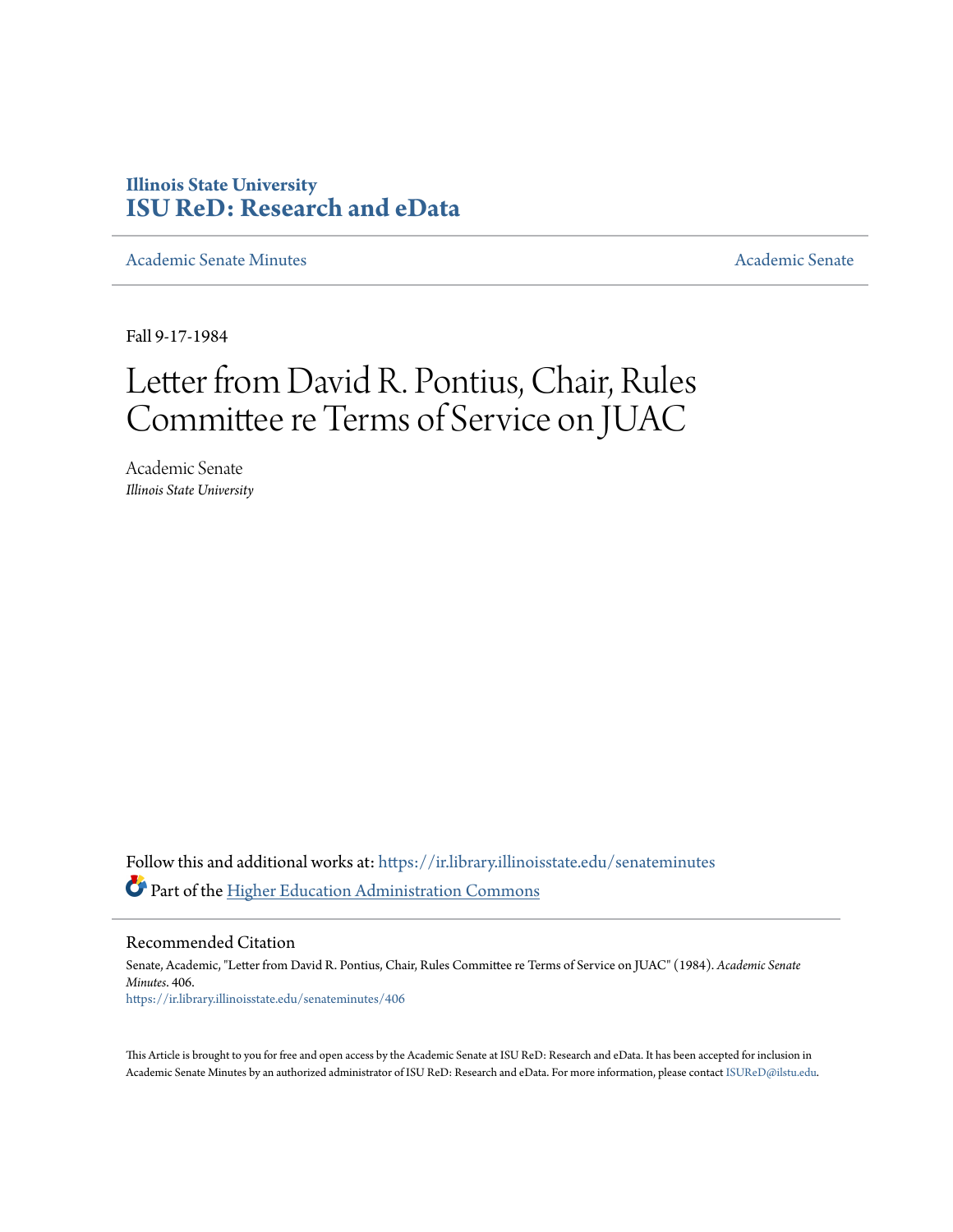Illinois State University
# ISU ReD: Research and eData

Academic Senate Minutes

Academic Senate

Fall 9-17-1984

# Letter from David R. Pontius, Chair, Rules Committee re Terms of Service on JUAC

Academic Senate
*Illinois State University*

Follow this and additional works at: https://ir.library.illinoisstate.edu/senateminutes

Part of the Higher Education Administration Commons

## Recommended Citation

Senate, Academic, "Letter from David R. Pontius, Chair, Rules Committee re Terms of Service on JUAC" (1984). *Academic Senate Minutes*. 406.
https://ir.library.illinoisstate.edu/senateminutes/406

This Article is brought to you for free and open access by the Academic Senate at ISU ReD: Research and eData. It has been accepted for inclusion in Academic Senate Minutes by an authorized administrator of ISU ReD: Research and eData. For more information, please contact ISUReD@ilstu.edu.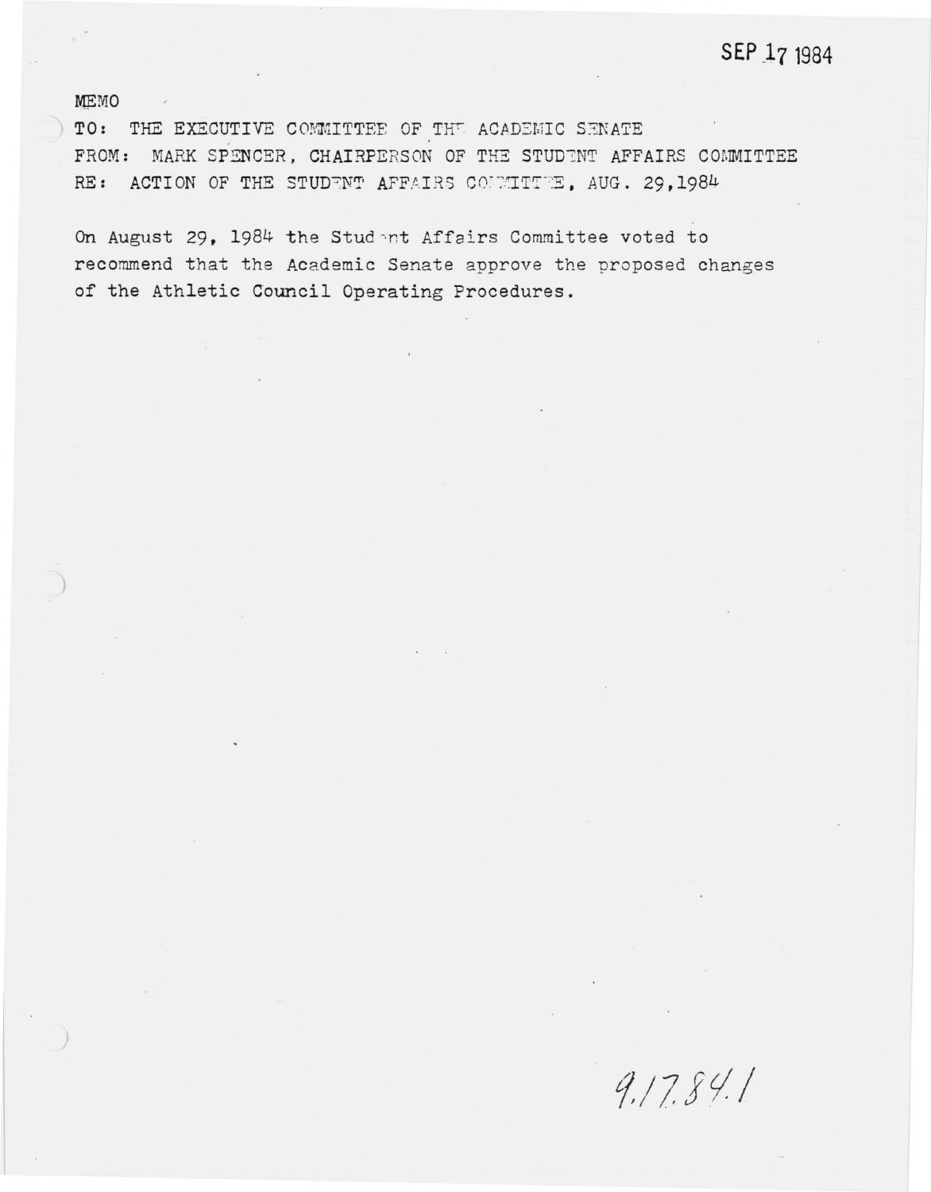SEP 17 1984

MEMO

TO: THE EXECUTIVE COMMITTEE OF THE ACADEMIC SENATE
FROM: MARK SPENCER, CHAIRPERSON OF THE STUDENT AFFAIRS COMMITTEE
RE: ACTION OF THE STUDENT AFFAIRS COMMITTEE, AUG. 29,1984

On August 29, 1984 the Student Affairs Committee voted to recommend that the Academic Senate approve the proposed changes of the Athletic Council Operating Procedures.

9.17.84.1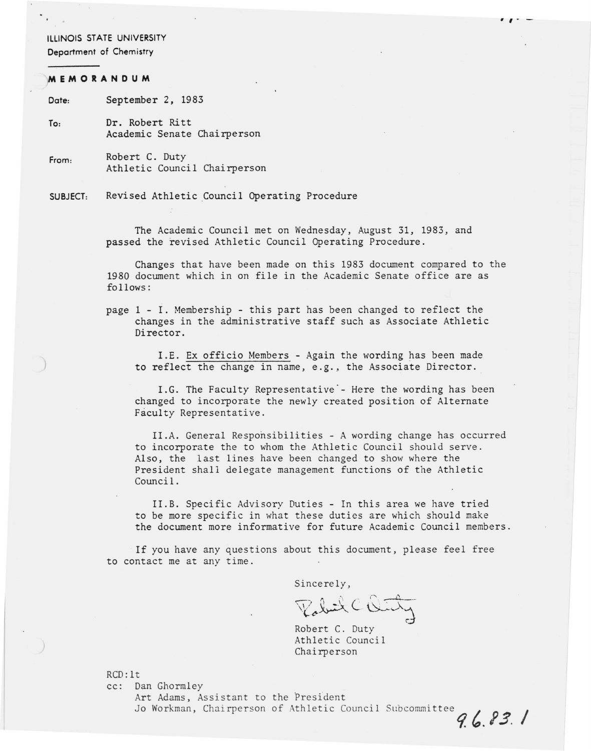ILLINOIS STATE UNIVERSITY
Department of Chemistry

**MEMORANDUM**

Date: September 2, 1983

To: Dr. Robert Ritt
Academic Senate Chairperson

From: Robert C. Duty
Athletic Council Chairperson

SUBJECT: Revised Athletic Council Operating Procedure

The Academic Council met on Wednesday, August 31, 1983, and passed the revised Athletic Council Operating Procedure.

Changes that have been made on this 1983 document compared to the 1980 document which in on file in the Academic Senate office are as follows:

page 1 - I. Membership - this part has been changed to reflect the changes in the administrative staff such as Associate Athletic Director.

I.E. Ex officio Members - Again the wording has been made to reflect the change in name, e.g., the Associate Director.

I.G. The Faculty Representative - Here the wording has been changed to incorporate the newly created position of Alternate Faculty Representative.

II.A. General Responsibilities - A wording change has occurred to incorporate the to whom the Athletic Council should serve. Also, the last lines have been changed to show where the President shall delegate management functions of the Athletic Council.

II.B. Specific Advisory Duties - In this area we have tried to be more specific in what these duties are which should make the document more informative for future Academic Council members.

If you have any questions about this document, please feel free to contact me at any time.

Sincerely,

Robert C. Duty
Athletic Council
Chairperson

RCD:lt
cc: Dan Ghormley
Art Adams, Assistant to the President
Jo Workman, Chairperson of Athletic Council Subcommittee

9.6.83.1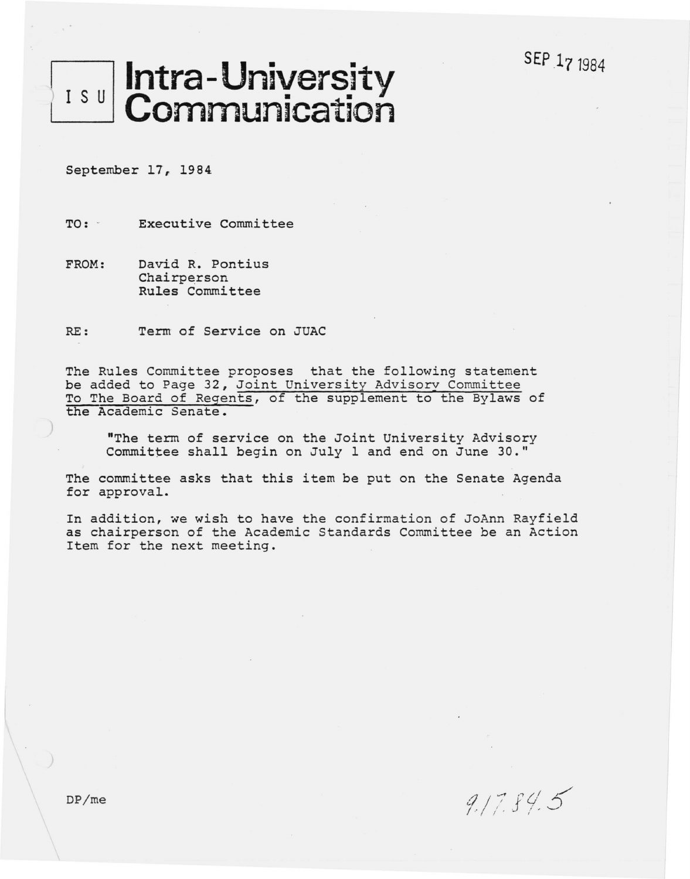# ISU Intra-University Communication

SEP 17 1984

September 17, 1984

TO: Executive Committee

FROM: David R. Pontius
Chairperson
Rules Committee

RE: Term of Service on JUAC

The Rules Committee proposes that the following statement be added to Page 32, Joint University Advisory Committee To The Board of Regents, of the supplement to the Bylaws of the Academic Senate.

> "The term of service on the Joint University Advisory Committee shall begin on July 1 and end on June 30."

The committee asks that this item be put on the Senate Agenda for approval.

In addition, we wish to have the confirmation of JoAnn Rayfield as chairperson of the Academic Standards Committee be an Action Item for the next meeting.

DP/me

9.17.84.5